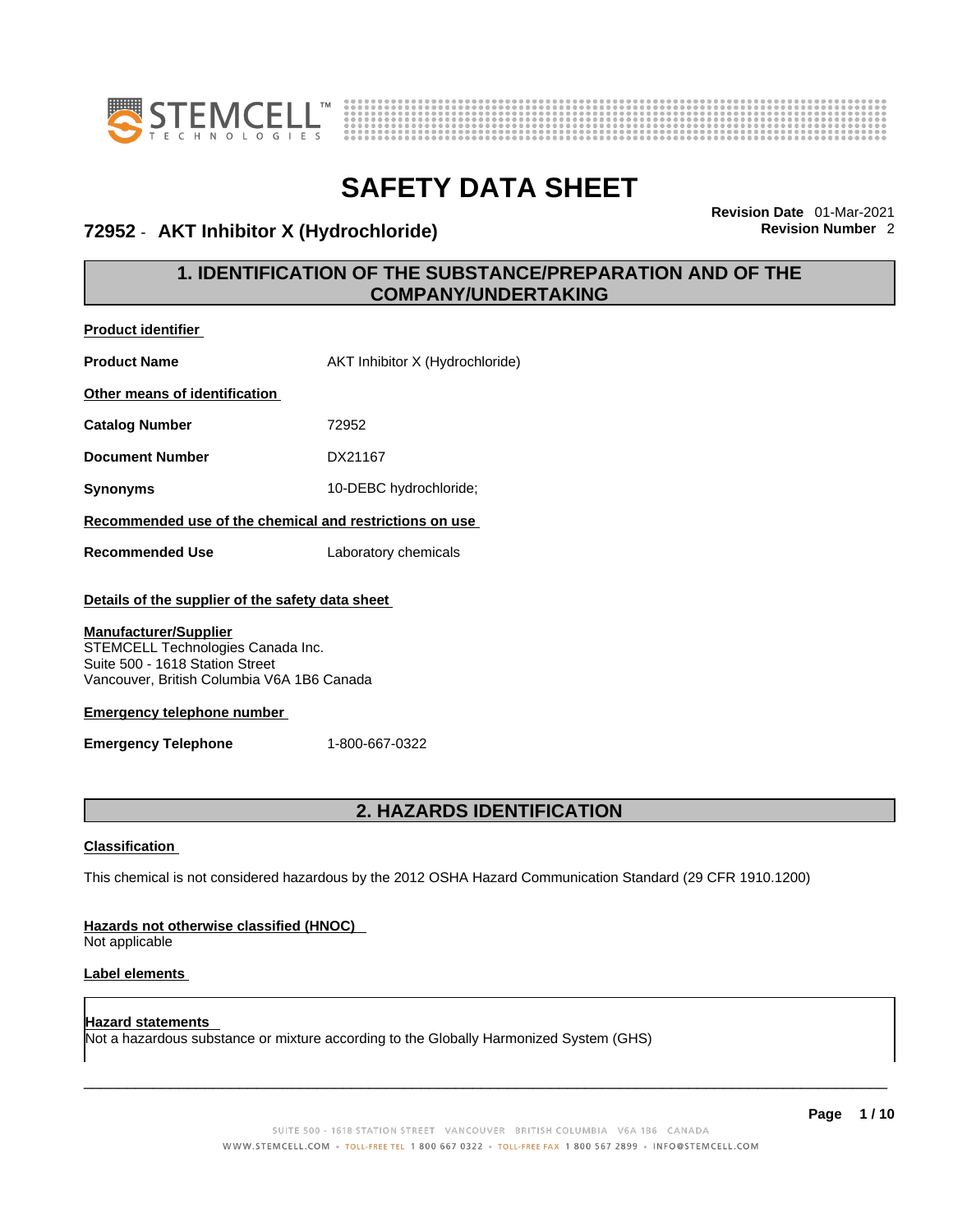# SAFETY DATA SHEET

**72952 - AKT Inhibitor X (Hydrochloride)**

**Revision Date** 01-Mar-2021
**Revision Number** 2

## 1. IDENTIFICATION OF THE SUBSTANCE/PREPARATION AND OF THE COMPANY/UNDERTAKING

**Product identifier**

**Product Name** AKT Inhibitor X (Hydrochloride)

**Other means of identification**

**Catalog Number** 72952

**Document Number** DX21167

**Synonyms** 10-DEBC hydrochloride;

**Recommended use of the chemical and restrictions on use**

**Recommended Use** Laboratory chemicals

**Details of the supplier of the safety data sheet**

**Manufacturer/Supplier**
STEMCELL Technologies Canada Inc.
Suite 500 - 1618 Station Street
Vancouver, British Columbia V6A 1B6 Canada

**Emergency telephone number**

**Emergency Telephone** 1-800-667-0322

## 2. HAZARDS IDENTIFICATION

**Classification**

This chemical is not considered hazardous by the 2012 OSHA Hazard Communication Standard (29 CFR 1910.1200)

**Hazards not otherwise classified (HNOC)**
Not applicable

**Label elements**

**Hazard statements**
Not a hazardous substance or mixture according to the Globally Harmonized System (GHS)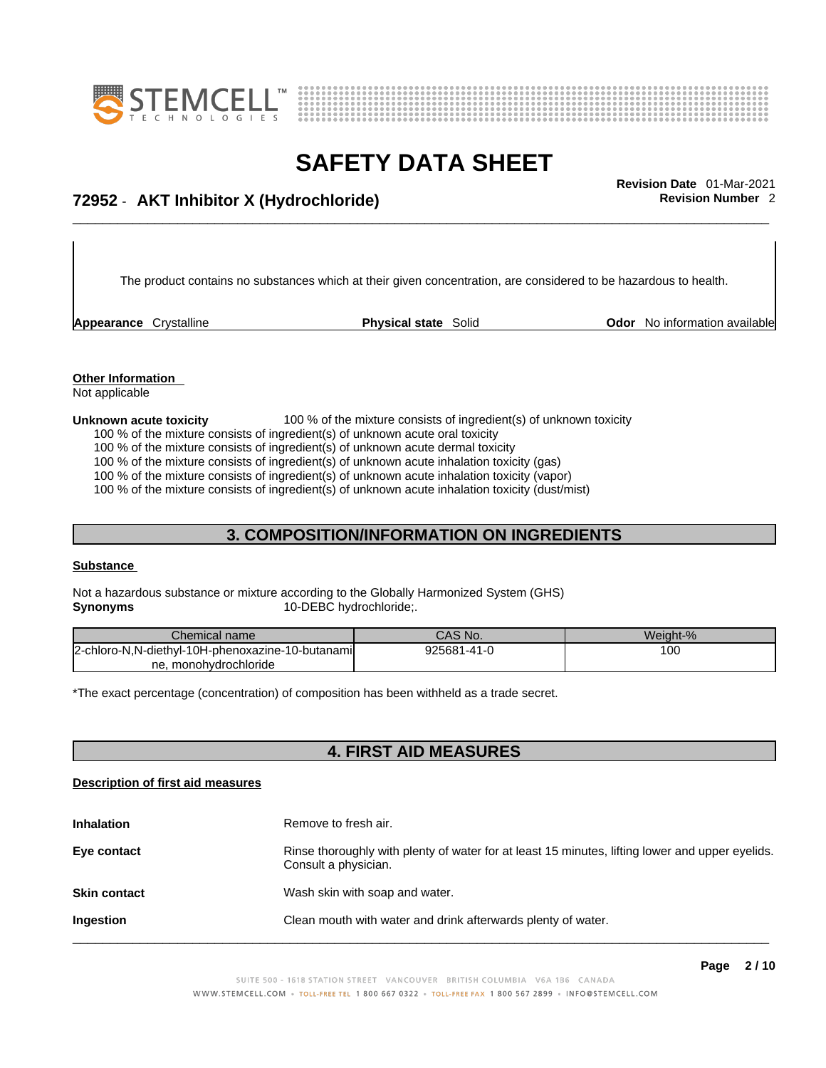The product contains no substances which at their given concentration, are considered to be hazardous to health.

**Appearance** Crystalline **Physical state** Solid **Odor** No information available

**Other Information**
Not applicable

**Unknown acute toxicity** 100 % of the mixture consists of ingredient(s) of unknown toxicity
100 % of the mixture consists of ingredient(s) of unknown acute oral toxicity
100 % of the mixture consists of ingredient(s) of unknown acute dermal toxicity
100 % of the mixture consists of ingredient(s) of unknown acute inhalation toxicity (gas)
100 % of the mixture consists of ingredient(s) of unknown acute inhalation toxicity (vapor)
100 % of the mixture consists of ingredient(s) of unknown acute inhalation toxicity (dust/mist)

## 3. COMPOSITION/INFORMATION ON INGREDIENTS

**Substance**

Not a hazardous substance or mixture according to the Globally Harmonized System (GHS)
**Synonyms** 10-DEBC hydrochloride;.

| Chemical name | CAS No. | Weight-% |
|---|---|---|
| 2-chloro-N,N-diethyl-10H-phenoxazine-10-butanamine, monohydrochloride | 925681-41-0 | 100 |

*The exact percentage (concentration) of composition has been withheld as a trade secret.

## 4. FIRST AID MEASURES

**Description of first aid measures**

**Inhalation** Remove to fresh air.

**Eye contact** Rinse thoroughly with plenty of water for at least 15 minutes, lifting lower and upper eyelids. Consult a physician.

**Skin contact** Wash skin with soap and water.

**Ingestion** Clean mouth with water and drink afterwards plenty of water.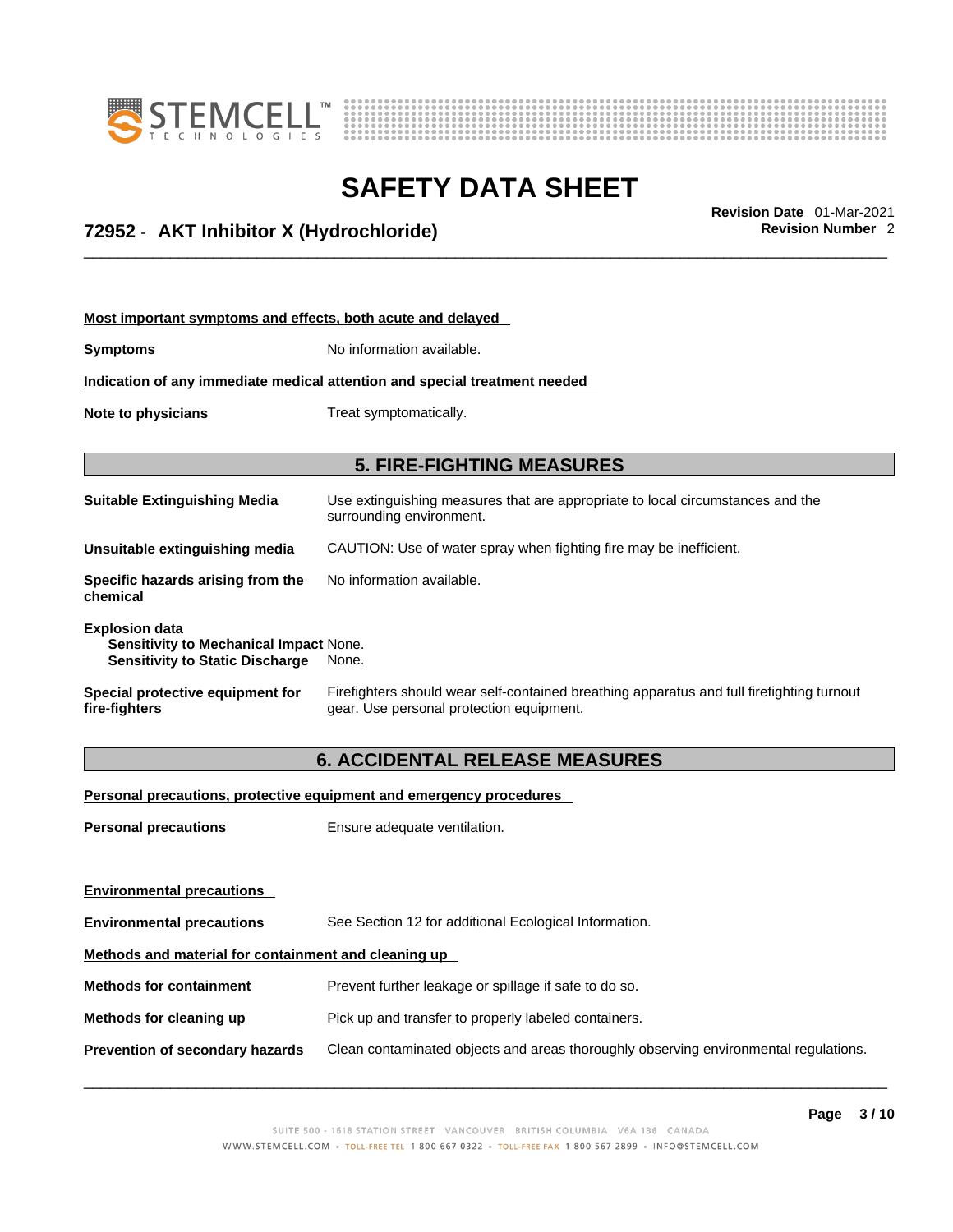**Most important symptoms and effects, both acute and delayed**

**Symptoms** No information available.

**Indication of any immediate medical attention and special treatment needed**

**Note to physicians** Treat symptomatically.

## 5. FIRE-FIGHTING MEASURES

**Suitable Extinguishing Media** Use extinguishing measures that are appropriate to local circumstances and the surrounding environment.

**Unsuitable extinguishing media** CAUTION: Use of water spray when fighting fire may be inefficient.

**Specific hazards arising from the chemical** No information available.

**Explosion data**
**Sensitivity to Mechanical Impact** None.
**Sensitivity to Static Discharge** None.

**Special protective equipment for fire-fighters** Firefighters should wear self-contained breathing apparatus and full firefighting turnout gear. Use personal protection equipment.

## 6. ACCIDENTAL RELEASE MEASURES

**Personal precautions, protective equipment and emergency procedures**

**Personal precautions** Ensure adequate ventilation.

**Environmental precautions**

**Environmental precautions** See Section 12 for additional Ecological Information.

**Methods and material for containment and cleaning up**

**Methods for containment** Prevent further leakage or spillage if safe to do so.

**Methods for cleaning up** Pick up and transfer to properly labeled containers.

**Prevention of secondary hazards** Clean contaminated objects and areas thoroughly observing environmental regulations.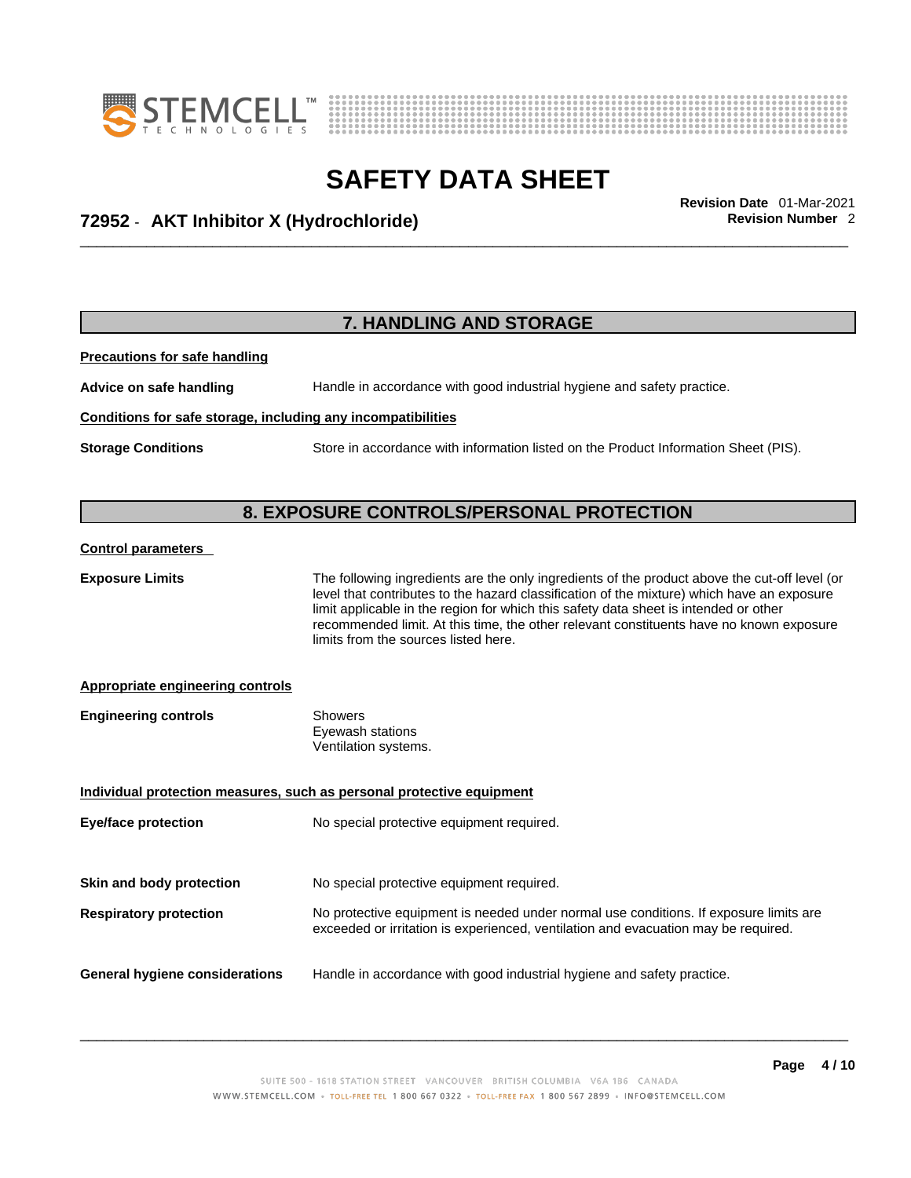## 7. HANDLING AND STORAGE

**Precautions for safe handling**

**Advice on safe handling** Handle in accordance with good industrial hygiene and safety practice.

**Conditions for safe storage, including any incompatibilities**

**Storage Conditions** Store in accordance with information listed on the Product Information Sheet (PIS).

## 8. EXPOSURE CONTROLS/PERSONAL PROTECTION

**Control parameters**

**Exposure Limits** The following ingredients are the only ingredients of the product above the cut-off level (or level that contributes to the hazard classification of the mixture) which have an exposure limit applicable in the region for which this safety data sheet is intended or other recommended limit. At this time, the other relevant constituents have no known exposure limits from the sources listed here.

**Appropriate engineering controls**

**Engineering controls** Showers
Eyewash stations
Ventilation systems.

**Individual protection measures, such as personal protective equipment**

**Eye/face protection** No special protective equipment required.

**Skin and body protection** No special protective equipment required.

**Respiratory protection** No protective equipment is needed under normal use conditions. If exposure limits are exceeded or irritation is experienced, ventilation and evacuation may be required.

**General hygiene considerations** Handle in accordance with good industrial hygiene and safety practice.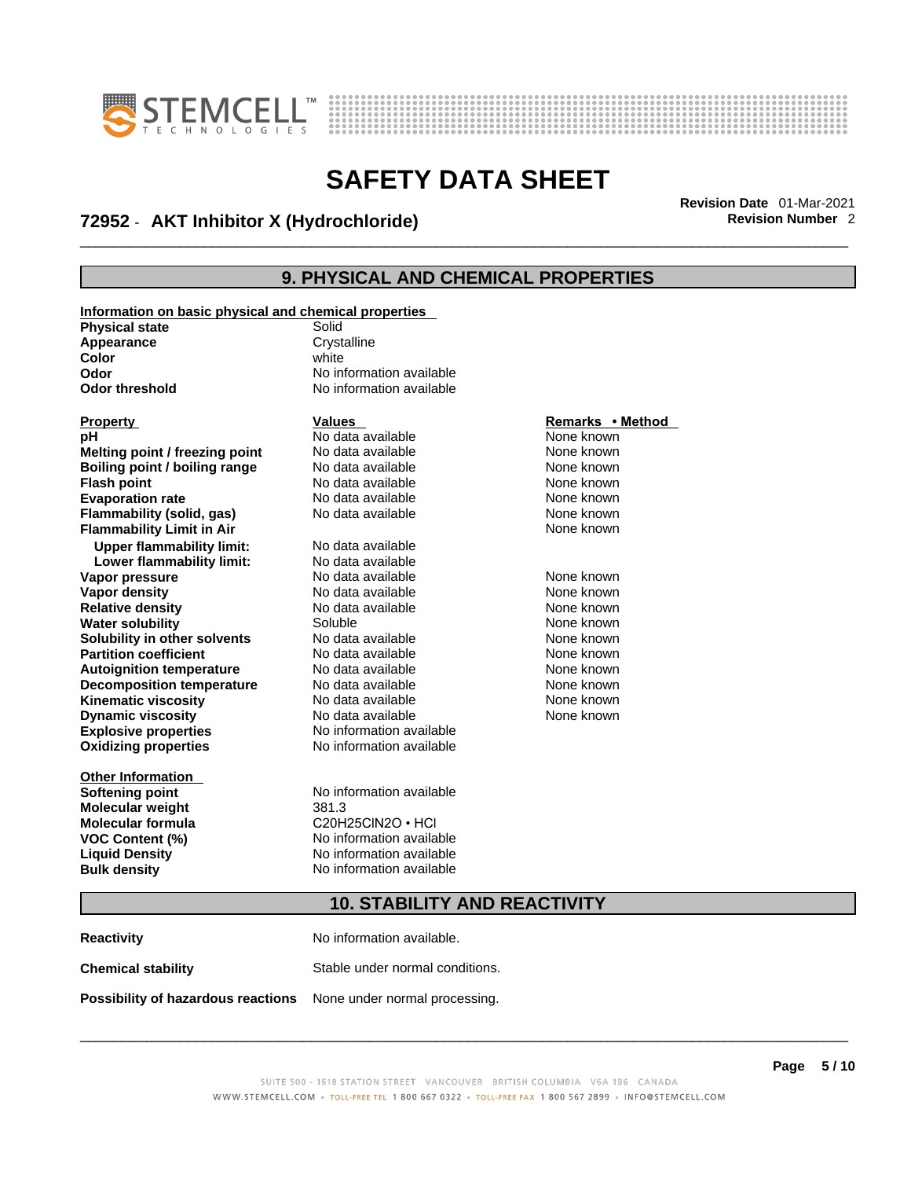## 9. PHYSICAL AND CHEMICAL PROPERTIES

**Information on basic physical and chemical properties**

| | |
|---|---|
| **Physical state** | Solid |
| **Appearance** | Crystalline |
| **Color** | white |
| **Odor** | No information available |
| **Odor threshold** | No information available |

| Property | Values | Remarks • Method |
|---|---|---|
| **pH** | No data available | None known |
| **Melting point / freezing point** | No data available | None known |
| **Boiling point / boiling range** | No data available | None known |
| **Flash point** | No data available | None known |
| **Evaporation rate** | No data available | None known |
| **Flammability (solid, gas)** | No data available | None known |
| **Flammability Limit in Air** | | None known |
| **Upper flammability limit:** | No data available | |
| **Lower flammability limit:** | No data available | |
| **Vapor pressure** | No data available | None known |
| **Vapor density** | No data available | None known |
| **Relative density** | No data available | None known |
| **Water solubility** | Soluble | None known |
| **Solubility in other solvents** | No data available | None known |
| **Partition coefficient** | No data available | None known |
| **Autoignition temperature** | No data available | None known |
| **Decomposition temperature** | No data available | None known |
| **Kinematic viscosity** | No data available | None known |
| **Dynamic viscosity** | No data available | None known |
| **Explosive properties** | No information available | |
| **Oxidizing properties** | No information available | |

**Other Information**

| | |
|---|---|
| **Softening point** | No information available |
| **Molecular weight** | 381.3 |
| **Molecular formula** | $C_{20}H_{25}ClN_2O$ • HCl |
| **VOC Content (%)** | No information available |
| **Liquid Density** | No information available |
| **Bulk density** | No information available |

## 10. STABILITY AND REACTIVITY

**Reactivity** No information available.

**Chemical stability** Stable under normal conditions.

**Possibility of hazardous reactions** None under normal processing.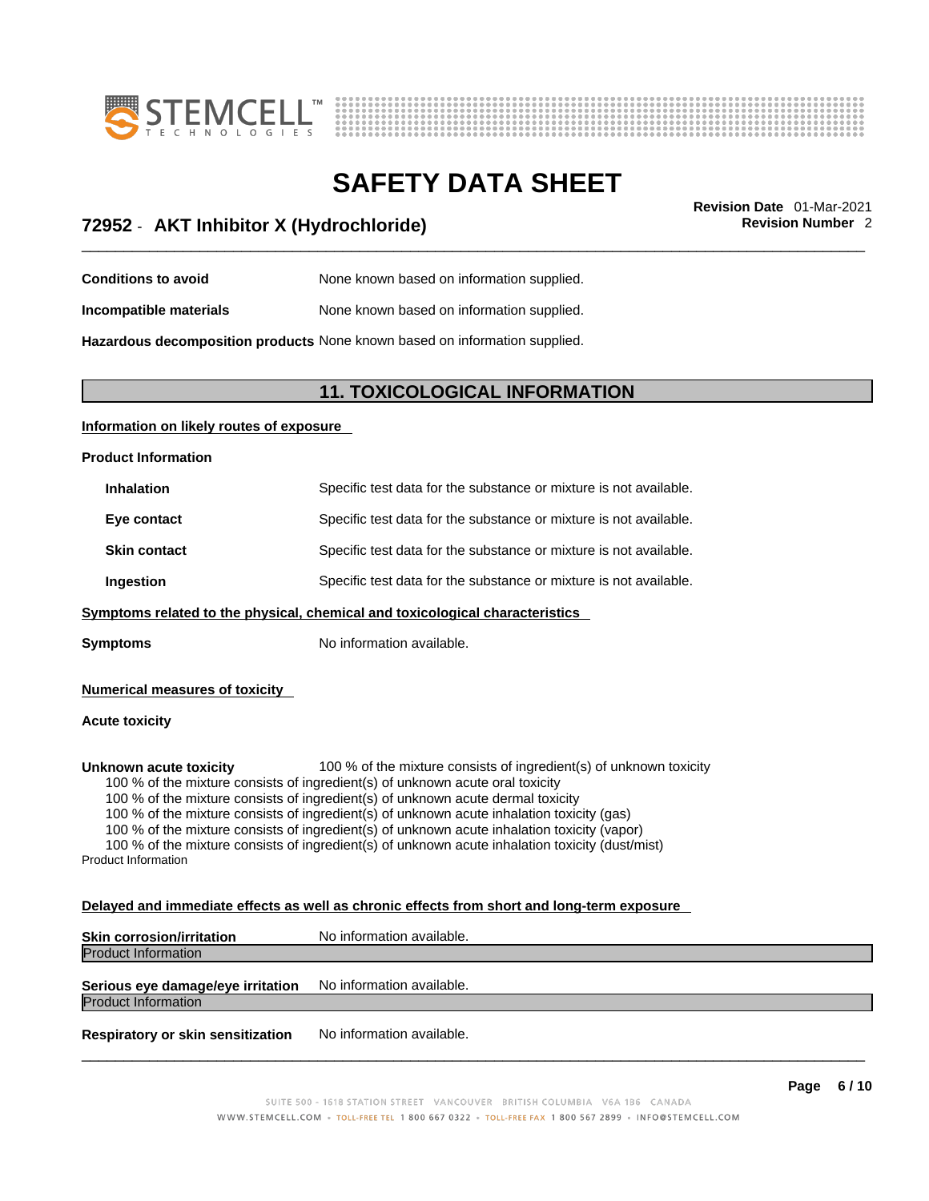| | |
|---|---|
| **Conditions to avoid** | None known based on information supplied. |
| **Incompatible materials** | None known based on information supplied. |
| **Hazardous decomposition products** | None known based on information supplied. |

## 11. TOXICOLOGICAL INFORMATION

**Information on likely routes of exposure**

**Product Information**

| | |
|---|---|
| **Inhalation** | Specific test data for the substance or mixture is not available. |
| **Eye contact** | Specific test data for the substance or mixture is not available. |
| **Skin contact** | Specific test data for the substance or mixture is not available. |
| **Ingestion** | Specific test data for the substance or mixture is not available. |

**Symptoms related to the physical, chemical and toxicological characteristics**

**Symptoms** No information available.

**Numerical measures of toxicity**

**Acute toxicity**

**Unknown acute toxicity** 100 % of the mixture consists of ingredient(s) of unknown toxicity

100 % of the mixture consists of ingredient(s) of unknown acute oral toxicity
100 % of the mixture consists of ingredient(s) of unknown acute dermal toxicity
100 % of the mixture consists of ingredient(s) of unknown acute inhalation toxicity (gas)
100 % of the mixture consists of ingredient(s) of unknown acute inhalation toxicity (vapor)
100 % of the mixture consists of ingredient(s) of unknown acute inhalation toxicity (dust/mist)

Product Information

**Delayed and immediate effects as well as chronic effects from short and long-term exposure**

**Skin corrosion/irritation** No information available.

Product Information

**Serious eye damage/eye irritation** No information available.

Product Information

**Respiratory or skin sensitization** No information available.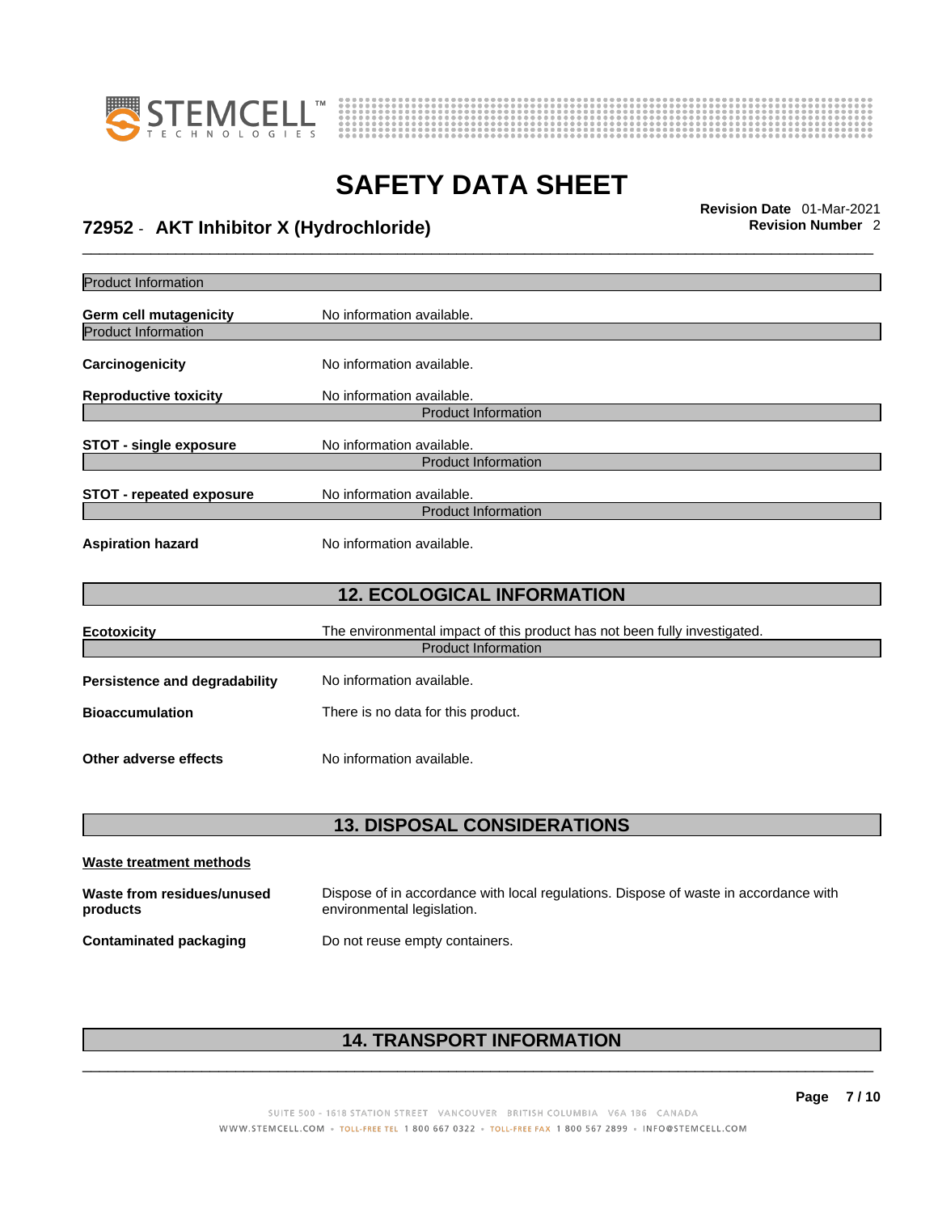Product Information

**Germ cell mutagenicity** No information available.

Product Information

**Carcinogenicity** No information available.

**Reproductive toxicity** No information available.

Product Information

**STOT - single exposure** No information available.

Product Information

**STOT - repeated exposure** No information available.

Product Information

**Aspiration hazard** No information available.

## 12. ECOLOGICAL INFORMATION

**Ecotoxicity** The environmental impact of this product has not been fully investigated.

Product Information

**Persistence and degradability** No information available.

**Bioaccumulation** There is no data for this product.

**Other adverse effects** No information available.

## 13. DISPOSAL CONSIDERATIONS

**Waste treatment methods**

**Waste from residues/unused products** Dispose of in accordance with local regulations. Dispose of waste in accordance with environmental legislation.

**Contaminated packaging** Do not reuse empty containers.

## 14. TRANSPORT INFORMATION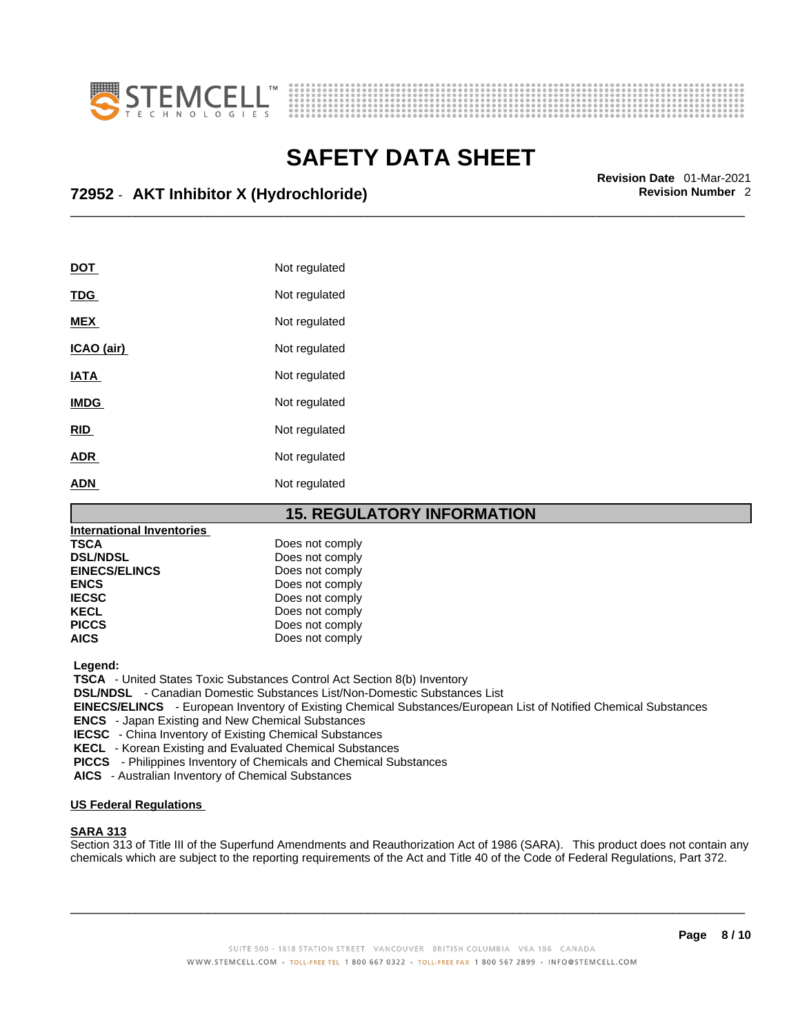| | |
|---|---|
| **DOT** | Not regulated |
| **TDG** | Not regulated |
| **MEX** | Not regulated |
| **ICAO (air)** | Not regulated |
| **IATA** | Not regulated |
| **IMDG** | Not regulated |
| **RID** | Not regulated |
| **ADR** | Not regulated |
| **ADN** | Not regulated |

## 15. REGULATORY INFORMATION

**International Inventories**

| | |
|---|---|
| **TSCA** | Does not comply |
| **DSL/NDSL** | Does not comply |
| **EINECS/ELINCS** | Does not comply |
| **ENCS** | Does not comply |
| **IECSC** | Does not comply |
| **KECL** | Does not comply |
| **PICCS** | Does not comply |
| **AICS** | Does not comply |

**Legend:**

**TSCA** - United States Toxic Substances Control Act Section 8(b) Inventory
**DSL/NDSL** - Canadian Domestic Substances List/Non-Domestic Substances List
**EINECS/ELINCS** - European Inventory of Existing Chemical Substances/European List of Notified Chemical Substances
**ENCS** - Japan Existing and New Chemical Substances
**IECSC** - China Inventory of Existing Chemical Substances
**KECL** - Korean Existing and Evaluated Chemical Substances
**PICCS** - Philippines Inventory of Chemicals and Chemical Substances
**AICS** - Australian Inventory of Chemical Substances

**US Federal Regulations**

**SARA 313**

Section 313 of Title III of the Superfund Amendments and Reauthorization Act of 1986 (SARA). This product does not contain any chemicals which are subject to the reporting requirements of the Act and Title 40 of the Code of Federal Regulations, Part 372.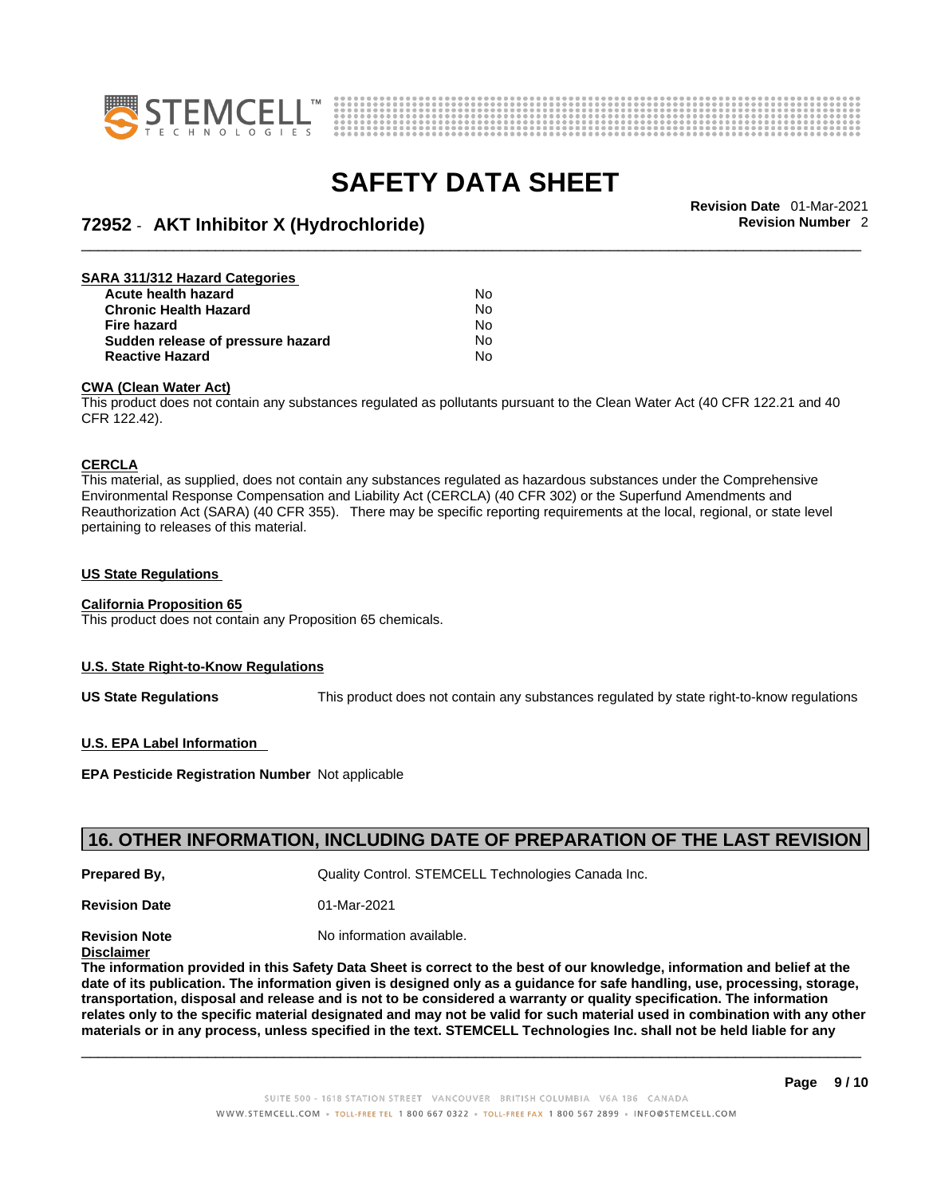**SARA 311/312 Hazard Categories**

| | |
|---|---|
| **Acute health hazard** | No |
| **Chronic Health Hazard** | No |
| **Fire hazard** | No |
| **Sudden release of pressure hazard** | No |
| **Reactive Hazard** | No |

**CWA (Clean Water Act)**

This product does not contain any substances regulated as pollutants pursuant to the Clean Water Act (40 CFR 122.21 and 40 CFR 122.42).

**CERCLA**

This material, as supplied, does not contain any substances regulated as hazardous substances under the Comprehensive Environmental Response Compensation and Liability Act (CERCLA) (40 CFR 302) or the Superfund Amendments and Reauthorization Act (SARA) (40 CFR 355). There may be specific reporting requirements at the local, regional, or state level pertaining to releases of this material.

**US State Regulations**

**California Proposition 65**

This product does not contain any Proposition 65 chemicals.

**U.S. State Right-to-Know Regulations**

**US State Regulations** This product does not contain any substances regulated by state right-to-know regulations

**U.S. EPA Label Information**

**EPA Pesticide Registration Number** Not applicable

## 16. OTHER INFORMATION, INCLUDING DATE OF PREPARATION OF THE LAST REVISION

**Prepared By,** Quality Control. STEMCELL Technologies Canada Inc.

**Revision Date** 01-Mar-2021

**Revision Note** No information available.

**Disclaimer**

**The information provided in this Safety Data Sheet is correct to the best of our knowledge, information and belief at the date of its publication. The information given is designed only as a guidance for safe handling, use, processing, storage, transportation, disposal and release and is not to be considered a warranty or quality specification. The information relates only to the specific material designated and may not be valid for such material used in combination with any other materials or in any process, unless specified in the text. STEMCELL Technologies Inc. shall not be held liable for any**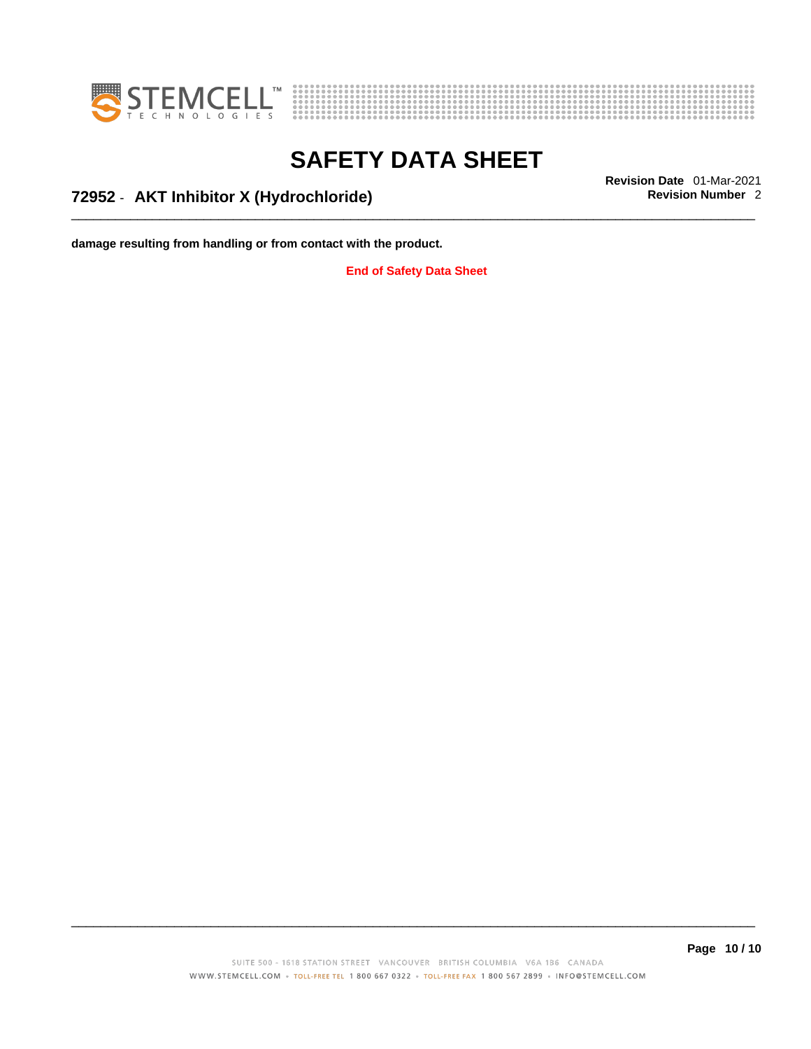**damage resulting from handling or from contact with the product.**

**End of Safety Data Sheet**